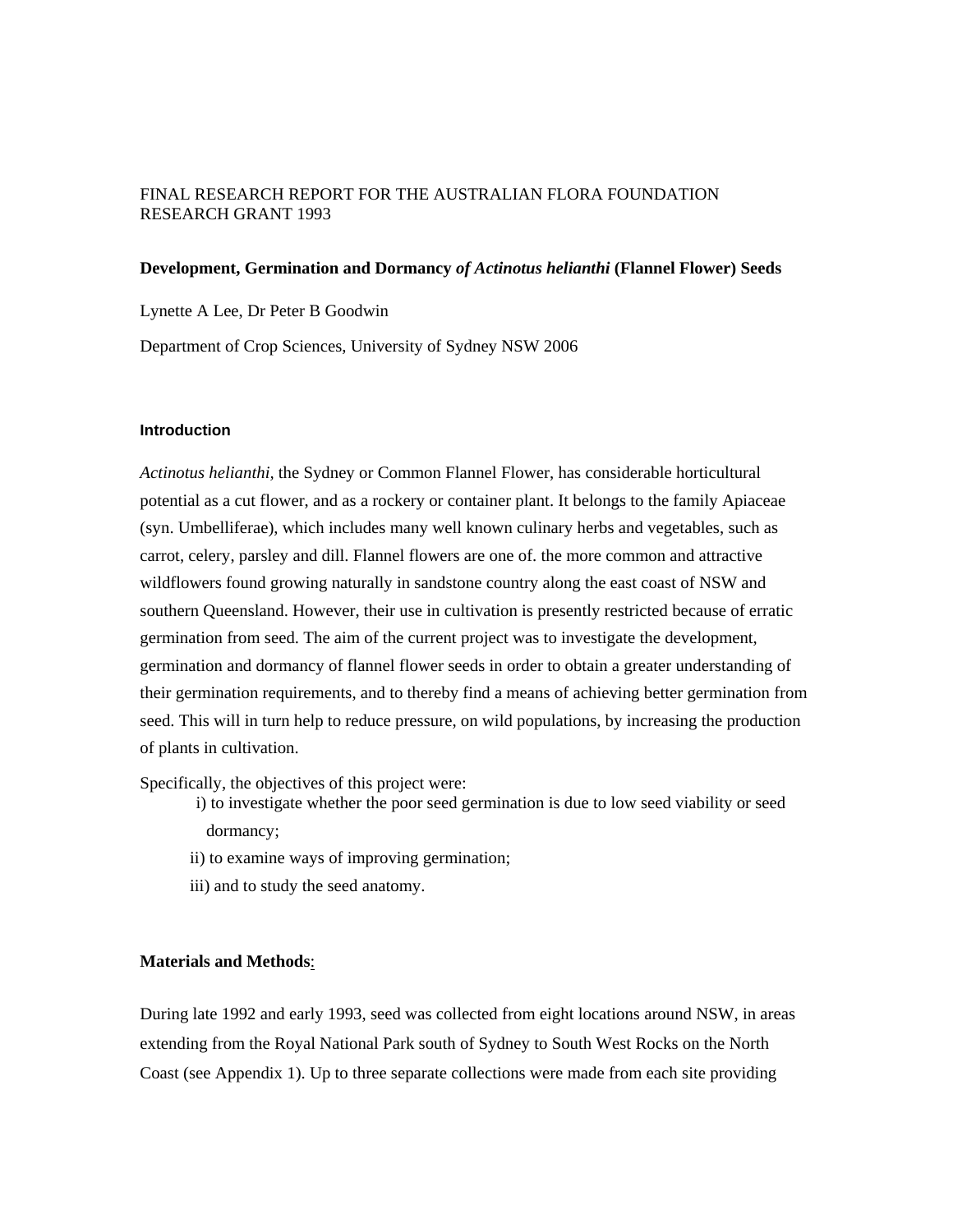FINAL RESEARCH REPORT FOR THE AUSTRALIAN FLORA FOUNDATION RESEARCH GRANT 1993

**Development, Germination and Dormancy *of Actinotus helianthi* (Flannel Flower) Seeds**

Lynette A Lee, Dr Peter B Goodwin

Department of Crop Sciences, University of Sydney NSW 2006

### Introduction

*Actinotus helianthi,* the Sydney or Common Flannel Flower, has considerable horticultural potential as a cut flower, and as a rockery or container plant. It belongs to the family Apiaceae (syn. Umbelliferae), which includes many well known culinary herbs and vegetables, such as carrot, celery, parsley and dill. Flannel flowers are one of. the more common and attractive wildflowers found growing naturally in sandstone country along the east coast of NSW and southern Queensland. However, their use in cultivation is presently restricted because of erratic germination from seed. The aim of the current project was to investigate the development, germination and dormancy of flannel flower seeds in order to obtain a greater understanding of their germination requirements, and to thereby find a means of achieving better germination from seed. This will in turn help to reduce pressure, on wild populations, by increasing the production of plants in cultivation.

Specifically, the objectives of this project were:

i) to investigate whether the poor seed germination is due to low seed viability or seed dormancy;

ii) to examine ways of improving germination;

iii) and to study the seed anatomy.

### Materials and Methods:

During late 1992 and early 1993, seed was collected from eight locations around NSW, in areas extending from the Royal National Park south of Sydney to South West Rocks on the North Coast (see Appendix 1). Up to three separate collections were made from each site providing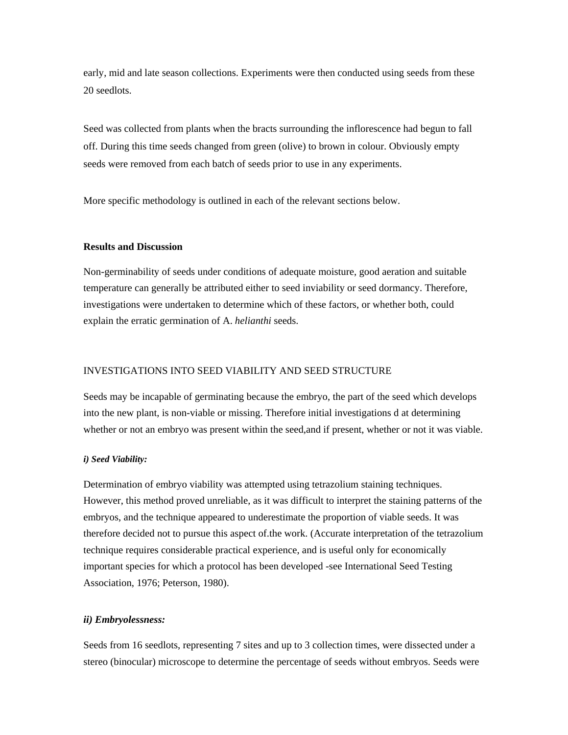early, mid and late season collections. Experiments were then conducted using seeds from these 20 seedlots.

Seed was collected from plants when the bracts surrounding the inflorescence had begun to fall off. During this time seeds changed from green (olive) to brown in colour. Obviously empty seeds were removed from each batch of seeds prior to use in any experiments.

More specific methodology is outlined in each of the relevant sections below.

**Results and Discussion**

Non-germinability of seeds under conditions of adequate moisture, good aeration and suitable temperature can generally be attributed either to seed inviability or seed dormancy. Therefore, investigations were undertaken to determine which of these factors, or whether both, could explain the erratic germination of A. *helianthi* seeds.

INVESTIGATIONS INTO SEED VIABILITY AND SEED STRUCTURE

Seeds may be incapable of germinating because the embryo, the part of the seed which develops into the new plant, is non-viable or missing. Therefore initial investigations d at determining whether or not an embryo was present within the seed,and if present, whether or not it was viable.

***i) Seed Viability:***

Determination of embryo viability was attempted using tetrazolium staining techniques. However, this method proved unreliable, as it was difficult to interpret the staining patterns of the embryos, and the technique appeared to underestimate the proportion of viable seeds. It was therefore decided not to pursue this aspect of.the work. (Accurate interpretation of the tetrazolium technique requires considerable practical experience, and is useful only for economically important species for which a protocol has been developed -see International Seed Testing Association, 1976; Peterson, 1980).

***ii) Embryolessness:***

Seeds from 16 seedlots, representing 7 sites and up to 3 collection times, were dissected under a stereo (binocular) microscope to determine the percentage of seeds without embryos. Seeds were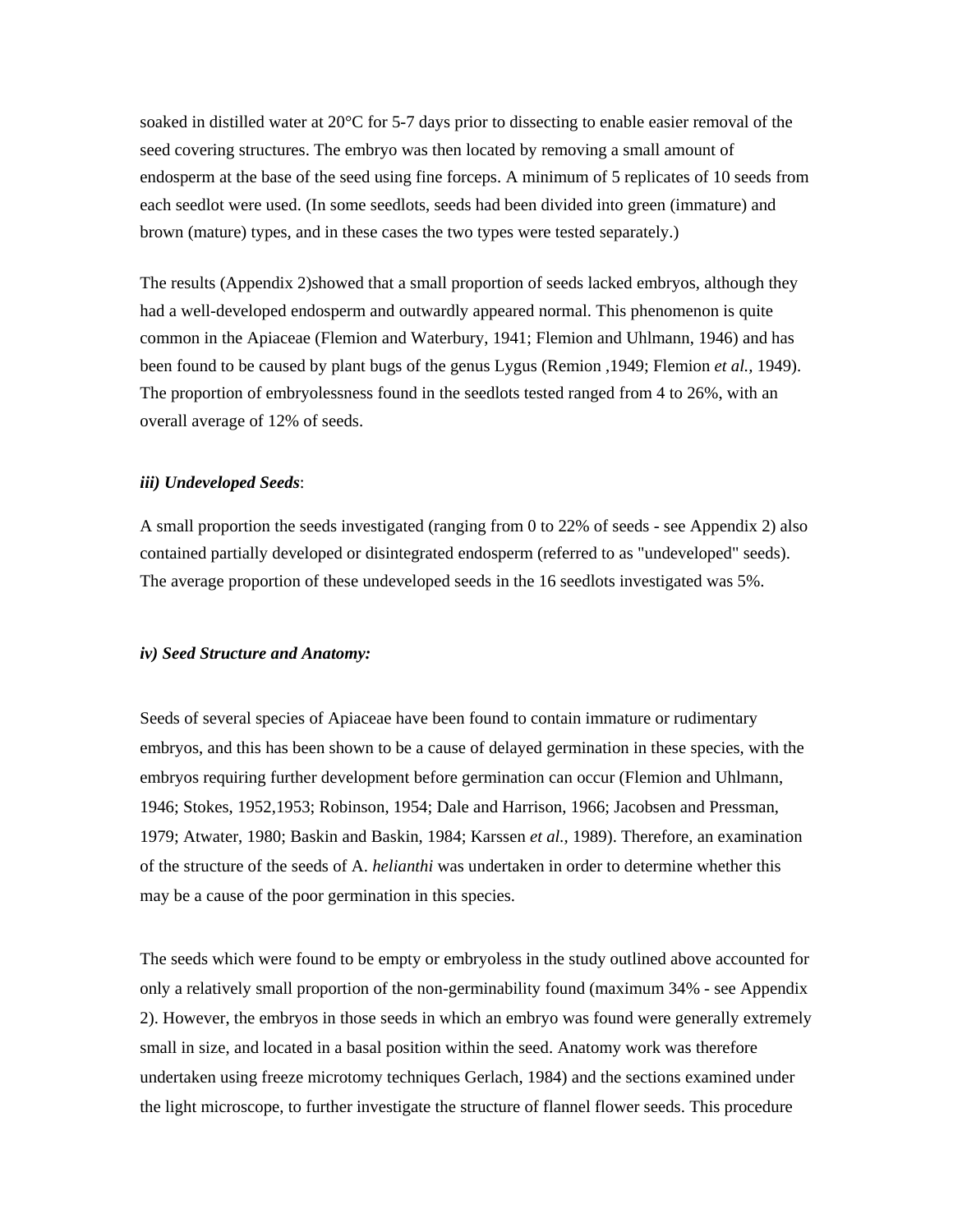soaked in distilled water at 20°C for 5-7 days prior to dissecting to enable easier removal of the seed covering structures. The embryo was then located by removing a small amount of endosperm at the base of the seed using fine forceps. A minimum of 5 replicates of 10 seeds from each seedlot were used. (In some seedlots, seeds had been divided into green (immature) and brown (mature) types, and in these cases the two types were tested separately.)

The results (Appendix 2)showed that a small proportion of seeds lacked embryos, although they had a well-developed endosperm and outwardly appeared normal. This phenomenon is quite common in the Apiaceae (Flemion and Waterbury, 1941; Flemion and Uhlmann, 1946) and has been found to be caused by plant bugs of the genus Lygus (Remion ,1949; Flemion *et al.,* 1949). The proportion of embryolessness found in the seedlots tested ranged from 4 to 26%, with an overall average of 12% of seeds.

***iii) Undeveloped Seeds***:

A small proportion the seeds investigated (ranging from 0 to 22% of seeds - see Appendix 2) also contained partially developed or disintegrated endosperm (referred to as "undeveloped" seeds). The average proportion of these undeveloped seeds in the 16 seedlots investigated was 5%.

***iv) Seed Structure and Anatomy:***

Seeds of several species of Apiaceae have been found to contain immature or rudimentary embryos, and this has been shown to be a cause of delayed germination in these species, with the embryos requiring further development before germination can occur (Flemion and Uhlmann, 1946; Stokes, 1952,1953; Robinson, 1954; Dale and Harrison, 1966; Jacobsen and Pressman, 1979; Atwater, 1980; Baskin and Baskin, 1984; Karssen *et al.,* 1989). Therefore, an examination of the structure of the seeds of A. *helianthi* was undertaken in order to determine whether this may be a cause of the poor germination in this species.

The seeds which were found to be empty or embryoless in the study outlined above accounted for only a relatively small proportion of the non-germinability found (maximum 34% - see Appendix 2). However, the embryos in those seeds in which an embryo was found were generally extremely small in size, and located in a basal position within the seed. Anatomy work was therefore undertaken using freeze microtomy techniques Gerlach, 1984) and the sections examined under the light microscope, to further investigate the structure of flannel flower seeds. This procedure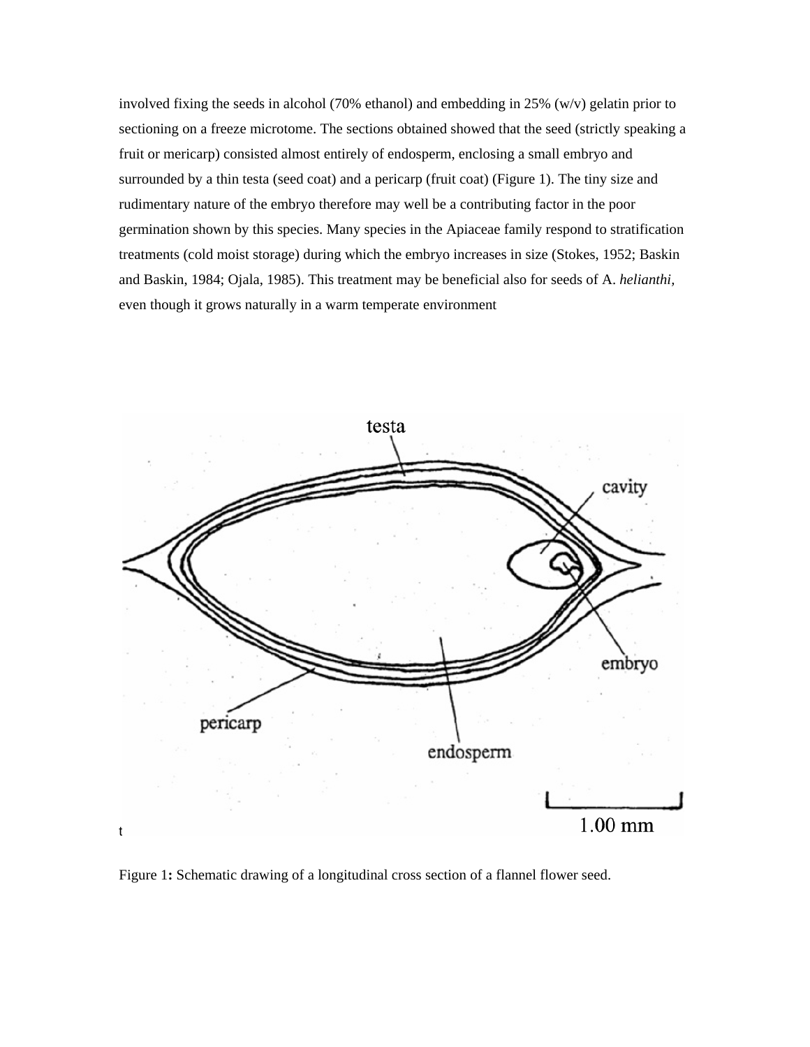involved fixing the seeds in alcohol (70% ethanol) and embedding in 25% (w/v) gelatin prior to sectioning on a freeze microtome. The sections obtained showed that the seed (strictly speaking a fruit or mericarp) consisted almost entirely of endosperm, enclosing a small embryo and surrounded by a thin testa (seed coat) and a pericarp (fruit coat) (Figure 1). The tiny size and rudimentary nature of the embryo therefore may well be a contributing factor in the poor germination shown by this species. Many species in the Apiaceae family respond to stratification treatments (cold moist storage) during which the embryo increases in size (Stokes, 1952; Baskin and Baskin, 1984; Ojala, 1985). This treatment may be beneficial also for seeds of A. *helianthi*, even though it grows naturally in a warm temperate environment

Figure 1**:** Schematic drawing of a longitudinal cross section of a flannel flower seed.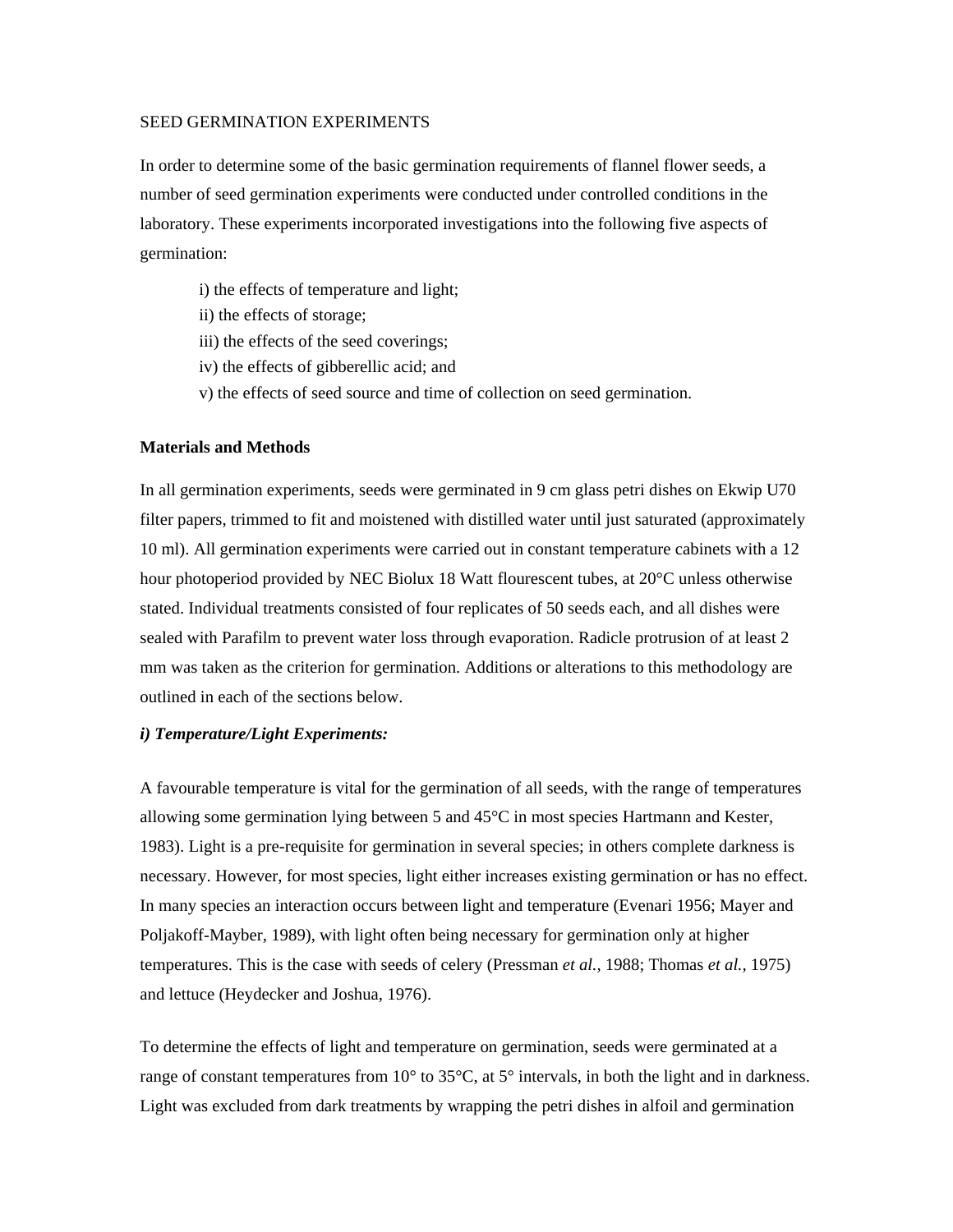SEED GERMINATION EXPERIMENTS

In order to determine some of the basic germination requirements of flannel flower seeds, a number of seed germination experiments were conducted under controlled conditions in the laboratory. These experiments incorporated investigations into the following five aspects of germination:

i) the effects of temperature and light;
ii) the effects of storage;
iii) the effects of the seed coverings;
iv) the effects of gibberellic acid; and
v) the effects of seed source and time of collection on seed germination.

**Materials and Methods**

In all germination experiments, seeds were germinated in 9 cm glass petri dishes on Ekwip U70 filter papers, trimmed to fit and moistened with distilled water until just saturated (approximately 10 ml). All germination experiments were carried out in constant temperature cabinets with a 12 hour photoperiod provided by NEC Biolux 18 Watt flourescent tubes, at 20°C unless otherwise stated. Individual treatments consisted of four replicates of 50 seeds each, and all dishes were sealed with Parafilm to prevent water loss through evaporation. Radicle protrusion of at least 2 mm was taken as the criterion for germination. Additions or alterations to this methodology are outlined in each of the sections below.

***i) Temperature/Light Experiments:***

A favourable temperature is vital for the germination of all seeds, with the range of temperatures allowing some germination lying between 5 and 45°C in most species Hartmann and Kester, 1983). Light is a pre-requisite for germination in several species; in others complete darkness is necessary. However, for most species, light either increases existing germination or has no effect. In many species an interaction occurs between light and temperature (Evenari 1956; Mayer and Poljakoff-Mayber, 1989), with light often being necessary for germination only at higher temperatures. This is the case with seeds of celery (Pressman *et al.*, 1988; Thomas *et al.*, 1975) and lettuce (Heydecker and Joshua, 1976).

To determine the effects of light and temperature on germination, seeds were germinated at a range of constant temperatures from 10° to 35°C, at 5° intervals, in both the light and in darkness. Light was excluded from dark treatments by wrapping the petri dishes in alfoil and germination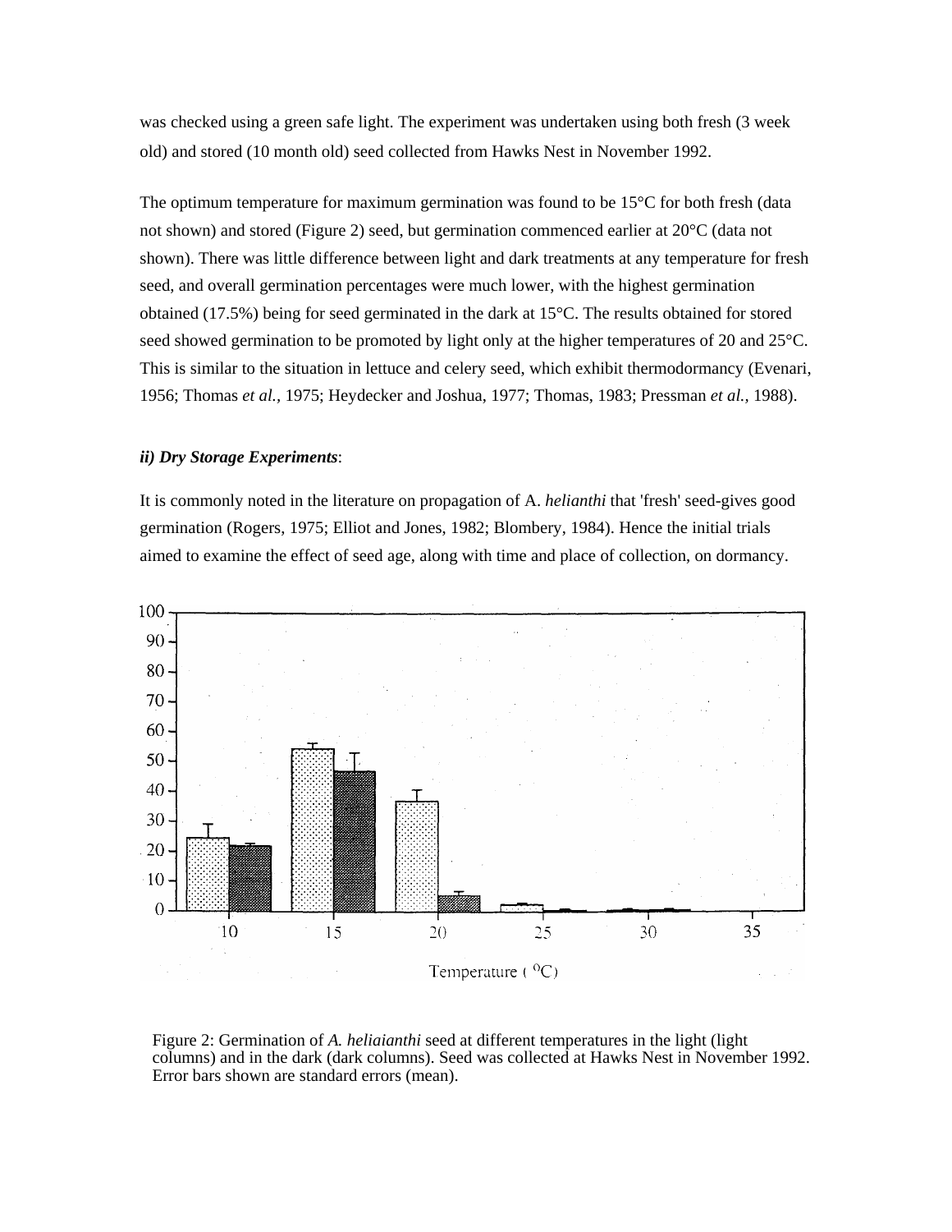was checked using a green safe light. The experiment was undertaken using both fresh (3 week old) and stored (10 month old) seed collected from Hawks Nest in November 1992.

The optimum temperature for maximum germination was found to be 15°C for both fresh (data not shown) and stored (Figure 2) seed, but germination commenced earlier at 20°C (data not shown). There was little difference between light and dark treatments at any temperature for fresh seed, and overall germination percentages were much lower, with the highest germination obtained (17.5%) being for seed germinated in the dark at 15°C. The results obtained for stored seed showed germination to be promoted by light only at the higher temperatures of 20 and 25°C. This is similar to the situation in lettuce and celery seed, which exhibit thermodormancy (Evenari, 1956; Thomas *et al.*, 1975; Heydecker and Joshua, 1977; Thomas, 1983; Pressman *et al.*, 1988).

***ii) Dry Storage Experiments***:

It is commonly noted in the literature on propagation of A. *helianthi* that 'fresh' seed-gives good germination (Rogers, 1975; Elliot and Jones, 1982; Blombery, 1984). Hence the initial trials aimed to examine the effect of seed age, along with time and place of collection, on dormancy.

Figure 2: Germination of *A. heliaianthi* seed at different temperatures in the light (light columns) and in the dark (dark columns). Seed was collected at Hawks Nest in November 1992. Error bars shown are standard errors (mean).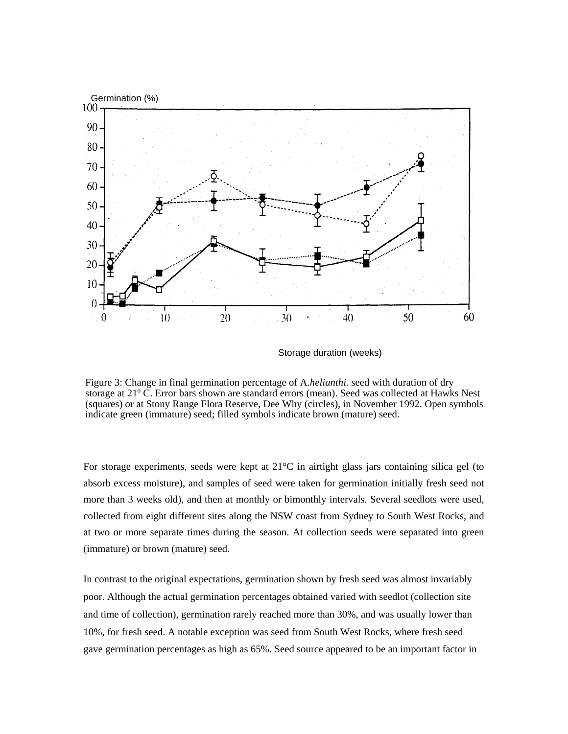Figure 3: Change in final germination percentage of A.*helianthi.* seed with duration of dry storage at 21º C. Error bars shown are standard errors (mean). Seed was collected at Hawks Nest (squares) or at Stony Range Flora Reserve, Dee Why (circles), in November 1992. Open symbols indicate green (immature) seed; filled symbols indicate brown (mature) seed.

For storage experiments, seeds were kept at 21°C in airtight glass jars containing silica gel (to absorb excess moisture), and samples of seed were taken for germination initially fresh seed not more than 3 weeks old), and then at monthly or bimonthly intervals. Several seedlots were used, collected from eight different sites along the NSW coast from Sydney to South West Rocks, and at two or more separate times during the season. At collection seeds were separated into green (immature) or brown (mature) seed.

In contrast to the original expectations, germination shown by fresh seed was almost invariably poor. Although the actual germination percentages obtained varied with seedlot (collection site and time of collection), germination rarely reached more than 30%, and was usually lower than 10%, for fresh seed. A notable exception was seed from South West Rocks, where fresh seed gave germination percentages as high as 65%. Seed source appeared to be an important factor in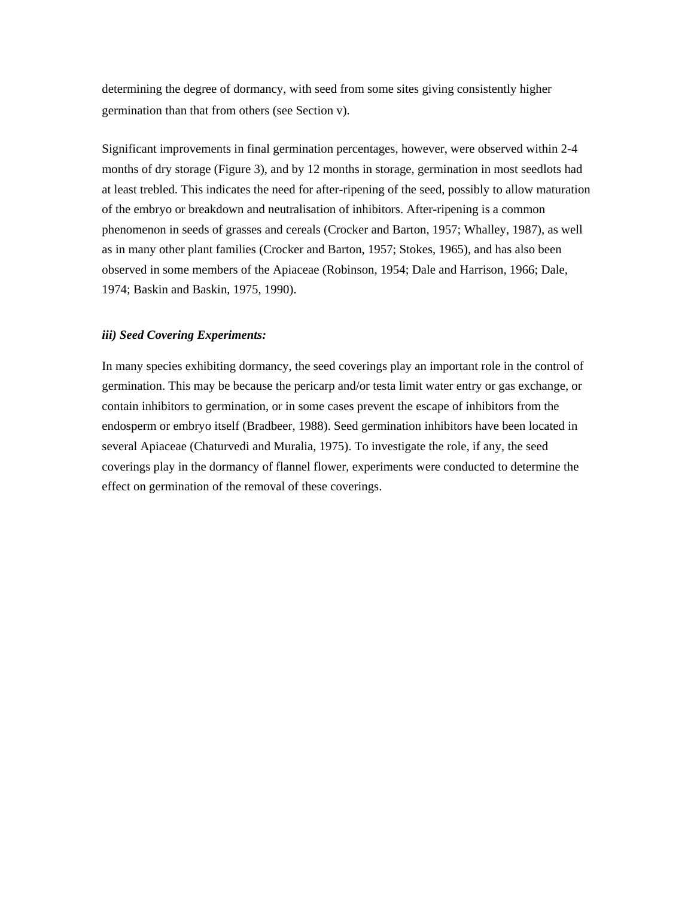determining the degree of dormancy, with seed from some sites giving consistently higher germination than that from others (see Section v).

Significant improvements in final germination percentages, however, were observed within 2-4 months of dry storage (Figure 3), and by 12 months in storage, germination in most seedlots had at least trebled. This indicates the need for after-ripening of the seed, possibly to allow maturation of the embryo or breakdown and neutralisation of inhibitors. After-ripening is a common phenomenon in seeds of grasses and cereals (Crocker and Barton, 1957; Whalley, 1987), as well as in many other plant families (Crocker and Barton, 1957; Stokes, 1965), and has also been observed in some members of the Apiaceae (Robinson, 1954; Dale and Harrison, 1966; Dale, 1974; Baskin and Baskin, 1975, 1990).

### *iii) Seed Covering Experiments:*

In many species exhibiting dormancy, the seed coverings play an important role in the control of germination. This may be because the pericarp and/or testa limit water entry or gas exchange, or contain inhibitors to germination, or in some cases prevent the escape of inhibitors from the endosperm or embryo itself (Bradbeer, 1988). Seed germination inhibitors have been located in several Apiaceae (Chaturvedi and Muralia, 1975). To investigate the role, if any, the seed coverings play in the dormancy of flannel flower, experiments were conducted to determine the effect on germination of the removal of these coverings.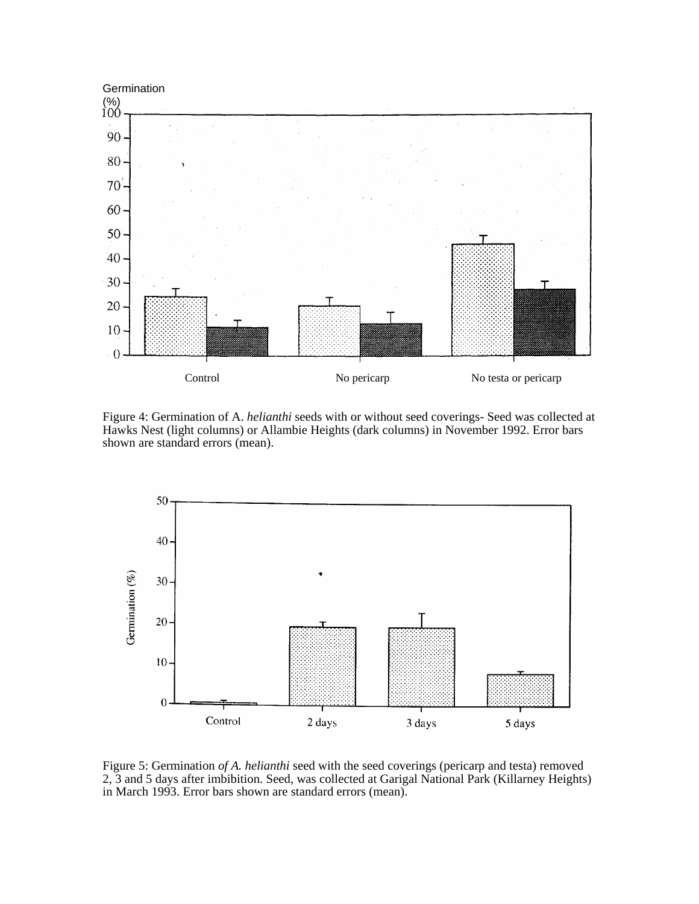Figure 4: Germination of A. *helianthi* seeds with or without seed coverings- Seed was collected at Hawks Nest (light columns) or Allambie Heights (dark columns) in November 1992. Error bars shown are standard errors (mean).

Figure 5: Germination *of A. helianthi* seed with the seed coverings (pericarp and testa) removed 2, 3 and 5 days after imbibition. Seed, was collected at Garigal National Park (Killarney Heights) in March 1993. Error bars shown are standard errors (mean).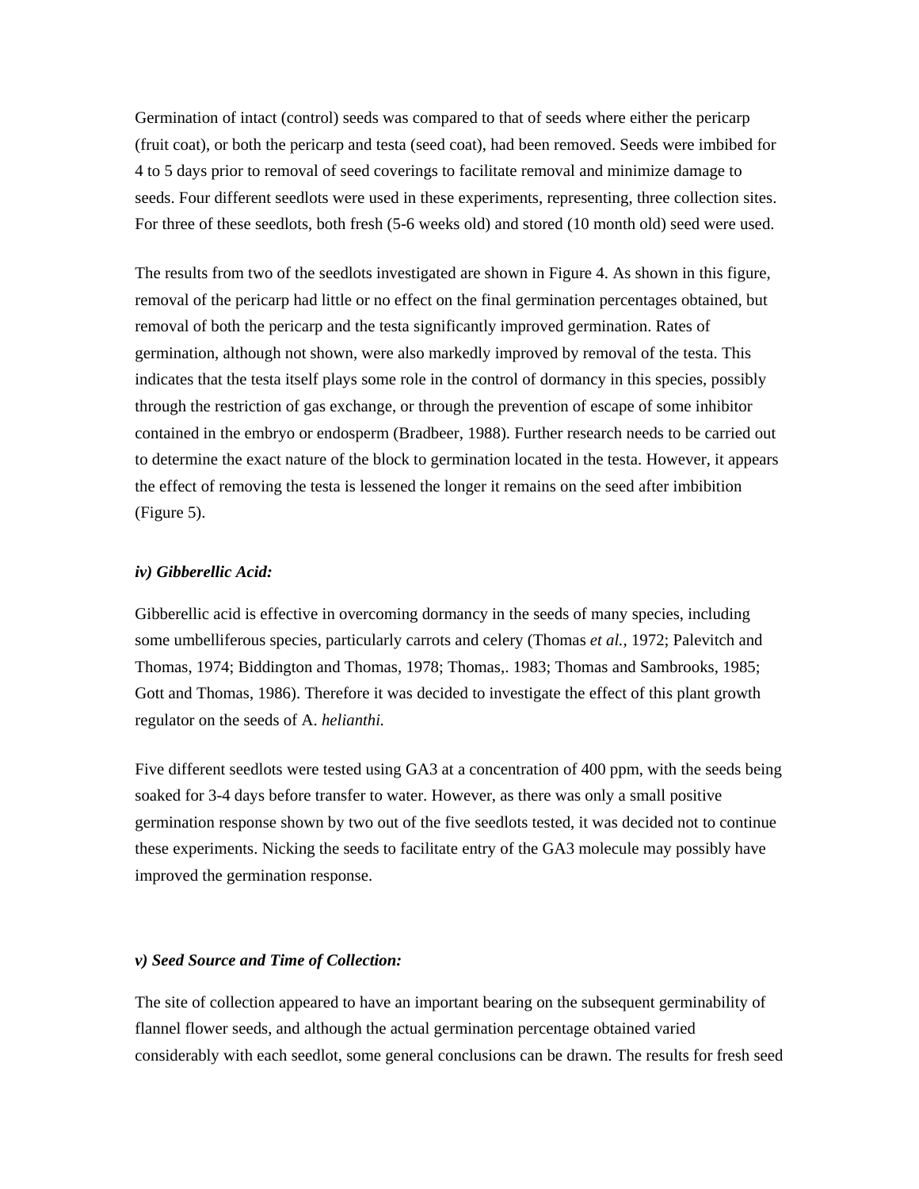Germination of intact (control) seeds was compared to that of seeds where either the pericarp (fruit coat), or both the pericarp and testa (seed coat), had been removed. Seeds were imbibed for 4 to 5 days prior to removal of seed coverings to facilitate removal and minimize damage to seeds. Four different seedlots were used in these experiments, representing, three collection sites. For three of these seedlots, both fresh (5-6 weeks old) and stored (10 month old) seed were used.

The results from two of the seedlots investigated are shown in Figure 4. As shown in this figure, removal of the pericarp had little or no effect on the final germination percentages obtained, but removal of both the pericarp and the testa significantly improved germination. Rates of germination, although not shown, were also markedly improved by removal of the testa. This indicates that the testa itself plays some role in the control of dormancy in this species, possibly through the restriction of gas exchange, or through the prevention of escape of some inhibitor contained in the embryo or endosperm (Bradbeer, 1988). Further research needs to be carried out to determine the exact nature of the block to germination located in the testa. However, it appears the effect of removing the testa is lessened the longer it remains on the seed after imbibition (Figure 5).

***iv) Gibberellic Acid:***

Gibberellic acid is effective in overcoming dormancy in the seeds of many species, including some umbelliferous species, particularly carrots and celery (Thomas *et al.*, 1972; Palevitch and Thomas, 1974; Biddington and Thomas, 1978; Thomas,. 1983; Thomas and Sambrooks, 1985; Gott and Thomas, 1986). Therefore it was decided to investigate the effect of this plant growth regulator on the seeds of A. *helianthi.*

Five different seedlots were tested using GA3 at a concentration of 400 ppm, with the seeds being soaked for 3-4 days before transfer to water. However, as there was only a small positive germination response shown by two out of the five seedlots tested, it was decided not to continue these experiments. Nicking the seeds to facilitate entry of the GA3 molecule may possibly have improved the germination response.

***v) Seed Source and Time of Collection:***

The site of collection appeared to have an important bearing on the subsequent germinability of flannel flower seeds, and although the actual germination percentage obtained varied considerably with each seedlot, some general conclusions can be drawn. The results for fresh seed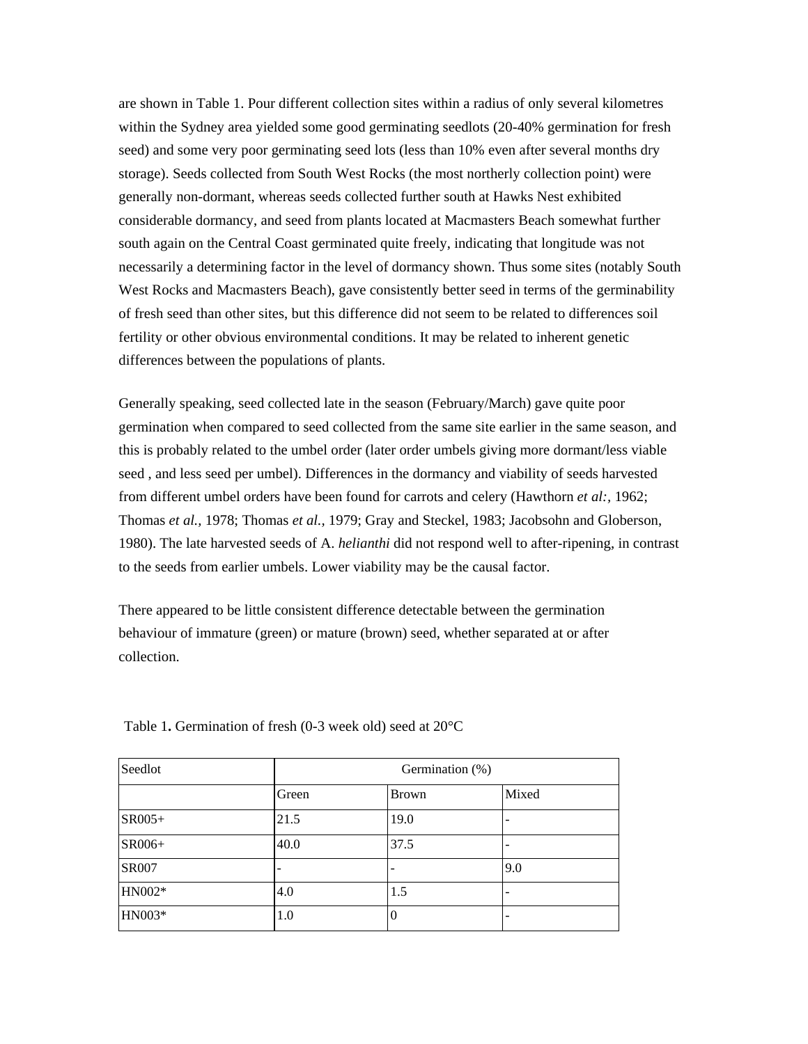are shown in Table 1. Pour different collection sites within a radius of only several kilometres within the Sydney area yielded some good germinating seedlots (20-40% germination for fresh seed) and some very poor germinating seed lots (less than 10% even after several months dry storage). Seeds collected from South West Rocks (the most northerly collection point) were generally non-dormant, whereas seeds collected further south at Hawks Nest exhibited considerable dormancy, and seed from plants located at Macmasters Beach somewhat further south again on the Central Coast germinated quite freely, indicating that longitude was not necessarily a determining factor in the level of dormancy shown. Thus some sites (notably South West Rocks and Macmasters Beach), gave consistently better seed in terms of the germinability of fresh seed than other sites, but this difference did not seem to be related to differences soil fertility or other obvious environmental conditions. It may be related to inherent genetic differences between the populations of plants.

Generally speaking, seed collected late in the season (February/March) gave quite poor germination when compared to seed collected from the same site earlier in the same season, and this is probably related to the umbel order (later order umbels giving more dormant/less viable seed , and less seed per umbel). Differences in the dormancy and viability of seeds harvested from different umbel orders have been found for carrots and celery (Hawthorn *et al:*, 1962; Thomas *et al.*, 1978; Thomas *et al.*, 1979; Gray and Steckel, 1983; Jacobsohn and Globerson, 1980). The late harvested seeds of A. *helianthi* did not respond well to after-ripening, in contrast to the seeds from earlier umbels. Lower viability may be the causal factor.

There appeared to be little consistent difference detectable between the germination behaviour of immature (green) or mature (brown) seed, whether separated at or after collection.

Table 1**.** Germination of fresh (0-3 week old) seed at 20°C

| Seedlot | Germination (%) | | |
|---|---|---|---|
| | Green | Brown | Mixed |
| SR005+ | 21.5 | 19.0 | - |
| SR006+ | 40.0 | 37.5 | - |
| SR007 | - | - | 9.0 |
| HN002* | 4.0 | 1.5 | - |
| HN003* | 1.0 | 0 | - |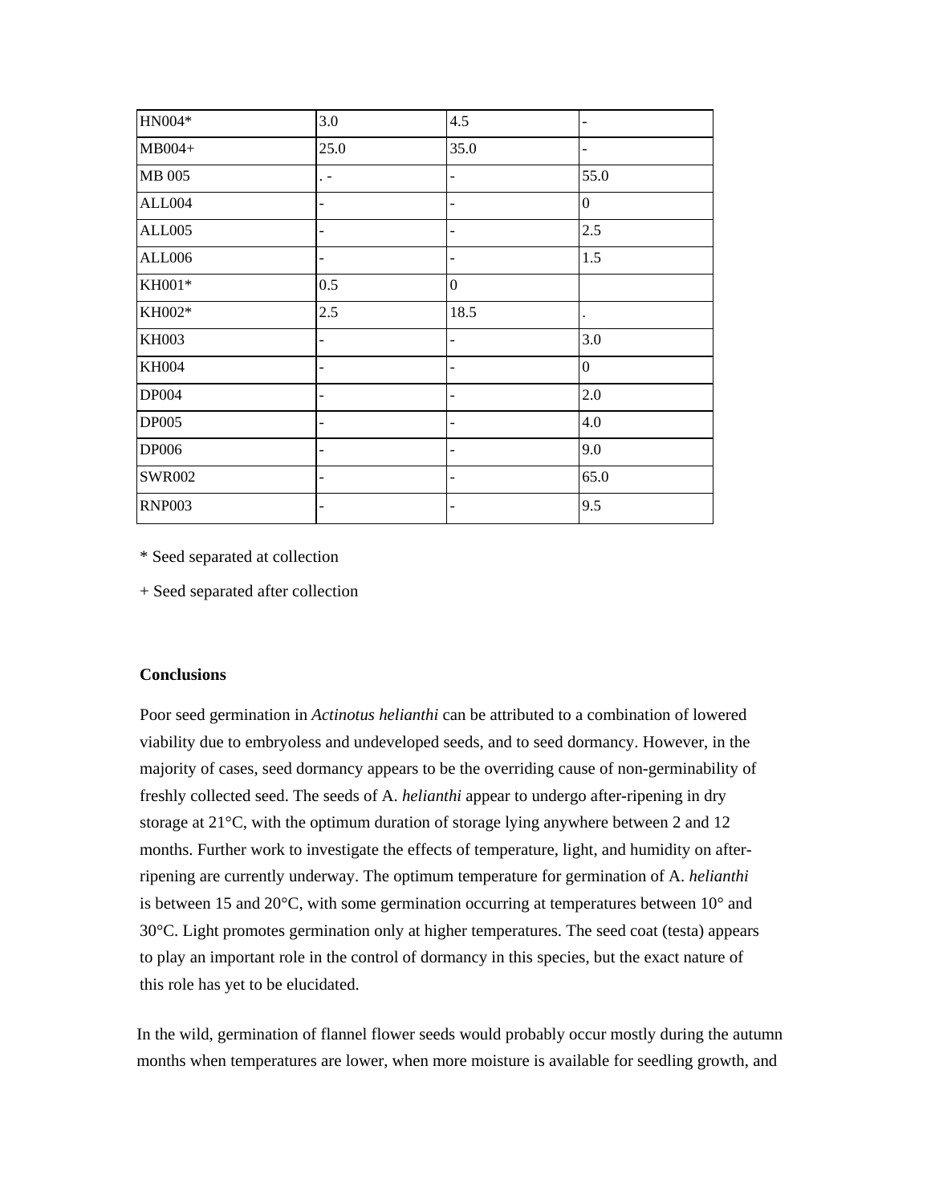| HN004* | 3.0 | 4.5 | - |
|---|---|---|---|
| MB004+ | 25.0 | 35.0 | - |
| MB 005 | . - | - | 55.0 |
| ALL004 | - | - | 0 |
| ALL005 | - | - | 2.5 |
| ALL006 | - | - | 1.5 |
| KH001* | 0.5 | 0 | |
| KH002* | 2.5 | 18.5 | . |
| KH003 | - | - | 3.0 |
| KH004 | - | - | 0 |
| DP004 | - | - | 2.0 |
| DP005 | - | - | 4.0 |
| DP006 | - | - | 9.0 |
| SWR002 | - | - | 65.0 |
| RNP003 | - | - | 9.5 |

* Seed separated at collection

+ Seed separated after collection

**Conclusions**

Poor seed germination in *Actinotus helianthi* can be attributed to a combination of lowered viability due to embryoless and undeveloped seeds, and to seed dormancy. However, in the majority of cases, seed dormancy appears to be the overriding cause of non-germinability of freshly collected seed. The seeds of A. *helianthi* appear to undergo after-ripening in dry storage at 21°C, with the optimum duration of storage lying anywhere between 2 and 12 months. Further work to investigate the effects of temperature, light, and humidity on after-ripening are currently underway. The optimum temperature for germination of A. *helianthi* is between 15 and 20°C, with some germination occurring at temperatures between 10° and 30°C. Light promotes germination only at higher temperatures. The seed coat (testa) appears to play an important role in the control of dormancy in this species, but the exact nature of this role has yet to be elucidated.

In the wild, germination of flannel flower seeds would probably occur mostly during the autumn months when temperatures are lower, when more moisture is available for seedling growth, and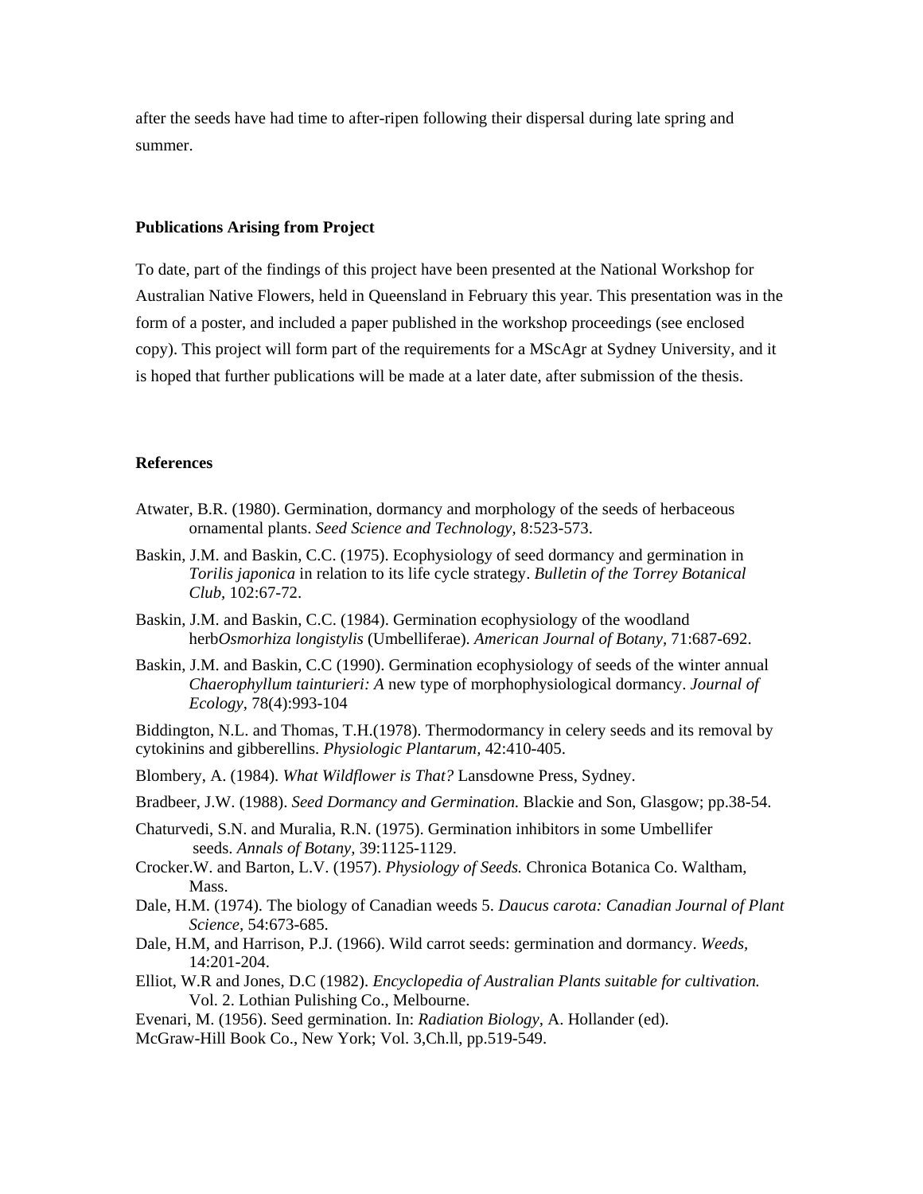after the seeds have had time to after-ripen following their dispersal during late spring and summer.

**Publications Arising from Project**

To date, part of the findings of this project have been presented at the National Workshop for Australian Native Flowers, held in Queensland in February this year. This presentation was in the form of a poster, and included a paper published in the workshop proceedings (see enclosed copy). This project will form part of the requirements for a MScAgr at Sydney University, and it is hoped that further publications will be made at a later date, after submission of the thesis.

**References**

Atwater, B.R. (1980). Germination, dormancy and morphology of the seeds of herbaceous ornamental plants. *Seed Science and Technology,* 8:523-573.

Baskin, J.M. and Baskin, C.C. (1975). Ecophysiology of seed dormancy and germination in *Torilis japonica* in relation to its life cycle strategy. *Bulletin of the Torrey Botanical Club,* 102:67-72.

Baskin, J.M. and Baskin, C.C. (1984). Germination ecophysiology of the woodland herb*Osmorhiza longistylis* (Umbelliferae). *American Journal of Botany,* 71:687-692.

Baskin, J.M. and Baskin, C.C (1990). Germination ecophysiology of seeds of the winter annual *Chaerophyllum tainturieri: A* new type of morphophysiological dormancy. *Journal of Ecology,* 78(4):993-104

Biddington, N.L. and Thomas, T.H.(1978). Thermodormancy in celery seeds and its removal by cytokinins and gibberellins. *Physiologic Plantarum,* 42:410-405.

Blombery, A. (1984). *What Wildflower is That?* Lansdowne Press, Sydney.

Bradbeer, J.W. (1988). *Seed Dormancy and Germination.* Blackie and Son, Glasgow; pp.38-54.

Chaturvedi, S.N. and Muralia, R.N. (1975). Germination inhibitors in some Umbellifer seeds. *Annals of Botany,* 39:1125-1129.

Crocker.W. and Barton, L.V. (1957). *Physiology of Seeds.* Chronica Botanica Co. Waltham, Mass.

Dale, H.M. (1974). The biology of Canadian weeds 5. *Daucus carota: Canadian Journal of Plant Science,* 54:673-685.

Dale, H.M, and Harrison, P.J. (1966). Wild carrot seeds: germination and dormancy. *Weeds,* 14:201-204.

Elliot, W.R and Jones, D.C (1982). *Encyclopedia of Australian Plants suitable for cultivation.* Vol. 2. Lothian Pulishing Co., Melbourne.

Evenari, M. (1956). Seed germination. In: *Radiation Biology,* A. Hollander (ed). McGraw-Hill Book Co., New York; Vol. 3,Ch.ll, pp.519-549.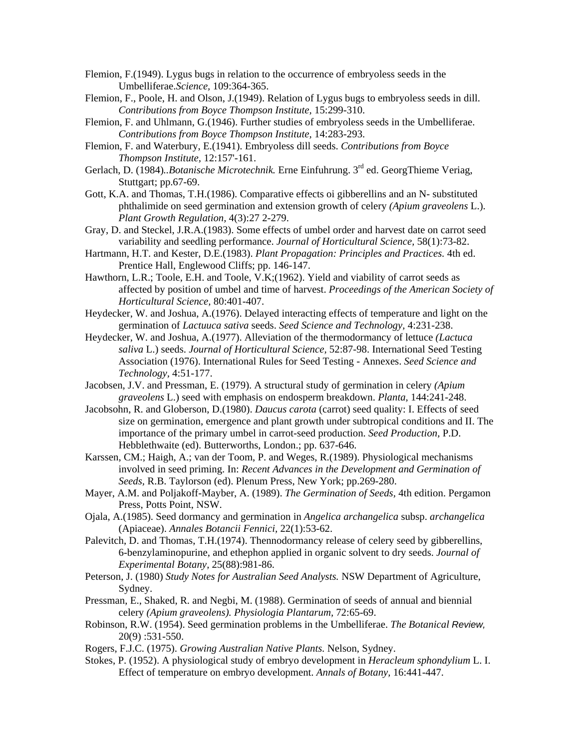Flemion, F.(1949). Lygus bugs in relation to the occurrence of embryoless seeds in the Umbelliferae.*Science*, 109:364-365.

Flemion, F., Poole, H. and Olson, J.(1949). Relation of Lygus bugs to embryoless seeds in dill. *Contributions from Boyce Thompson Institute*, 15:299-310.

Flemion, F. and Uhlmann, G.(1946). Further studies of embryoless seeds in the Umbelliferae. *Contributions from Boyce Thompson Institute*, 14:283-293.

Flemion, F. and Waterbury, E.(1941). Embryoless dill seeds. *Contributions from Boyce Thompson Institute*, 12:157'-161.

Gerlach, D. (1984)..*Botanische Microtechnik.* Erne Einfuhrung. 3rd ed. GeorgThieme Veriag, Stuttgart; pp.67-69.

Gott, K.A. and Thomas, T.H.(1986). Comparative effects oi gibberellins and an N- substituted phthalimide on seed germination and extension growth of celery *(Apium graveolens* L.). *Plant Growth Regulation*, 4(3):27 2-279.

Gray, D. and Steckel, J.R.A.(1983). Some effects of umbel order and harvest date on carrot seed variability and seedling performance. *Journal of Horticultural Science*, 58(1):73-82.

Hartmann, H.T. and Kester, D.E.(1983). *Plant Propagation: Principles and Practices.* 4th ed. Prentice Hall, Englewood Cliffs; pp. 146-147.

Hawthorn, L.R.; Toole, E.H. and Toole, V.K;(1962). Yield and viability of carrot seeds as affected by position of umbel and time of harvest. *Proceedings of the American Society of Horticultural Science*, 80:401-407.

Heydecker, W. and Joshua, A.(1976). Delayed interacting effects of temperature and light on the germination of *Lactuuca sativa* seeds. *Seed Science and Technology*, 4:231-238.

Heydecker, W. and Joshua, A.(1977). Alleviation of the thermodormancy of lettuce *(Lactuca saliva* L.) seeds. *Journal of Horticultural Science*, 52:87-98. International Seed Testing Association (1976). International Rules for Seed Testing - Annexes. *Seed Science and Technology*, 4:51-177.

Jacobsen, J.V. and Pressman, E. (1979). A structural study of germination in celery *(Apium graveolens* L.) seed with emphasis on endosperm breakdown. *Planta*, 144:241-248.

Jacobsohn, R. and Globerson, D.(1980). *Daucus carota* (carrot) seed quality: I. Effects of seed size on germination, emergence and plant growth under subtropical conditions and II. The importance of the primary umbel in carrot-seed production. *Seed Production*, P.D. Hebblethwaite (ed). Butterworths, London.; pp. 637-646.

Karssen, CM.; Haigh, A.; van der Toom, P. and Weges, R.(1989). Physiological mechanisms involved in seed priming. In: *Recent Advances in the Development and Germination of Seeds*, R.B. Taylorson (ed). Plenum Press, New York; pp.269-280.

Mayer, A.M. and Poljakoff-Mayber, A. (1989). *The Germination of Seeds*, 4th edition. Pergamon Press, Potts Point, NSW.

Ojala, A.(1985). Seed dormancy and germination in *Angelica archangelica* subsp. *archangelica* (Apiaceae). *Annales Botancii Fennici*, 22(1):53-62.

Palevitch, D. and Thomas, T.H.(1974). Thennodormancy release of celery seed by gibberellins, 6-benzylaminopurine, and ethephon applied in organic solvent to dry seeds. *Journal of Experimental Botany*, 25(88):981-86.

Peterson, J. (1980) *Study Notes for Australian Seed Analysts.* NSW Department of Agriculture, Sydney.

Pressman, E., Shaked, R. and Negbi, M. (1988). Germination of seeds of annual and biennial celery *(Apium graveolens). Physiologia Plantarum*, 72:65-69.

Robinson, R.W. (1954). Seed germination problems in the Umbelliferae. *The Botanical Review*, 20(9) :531-550.

Rogers, F.J.C. (1975). *Growing Australian Native Plants.* Nelson, Sydney.

Stokes, P. (1952). A physiological study of embryo development in *Heracleum sphondylium* L. I. Effect of temperature on embryo development. *Annals of Botany*, 16:441-447.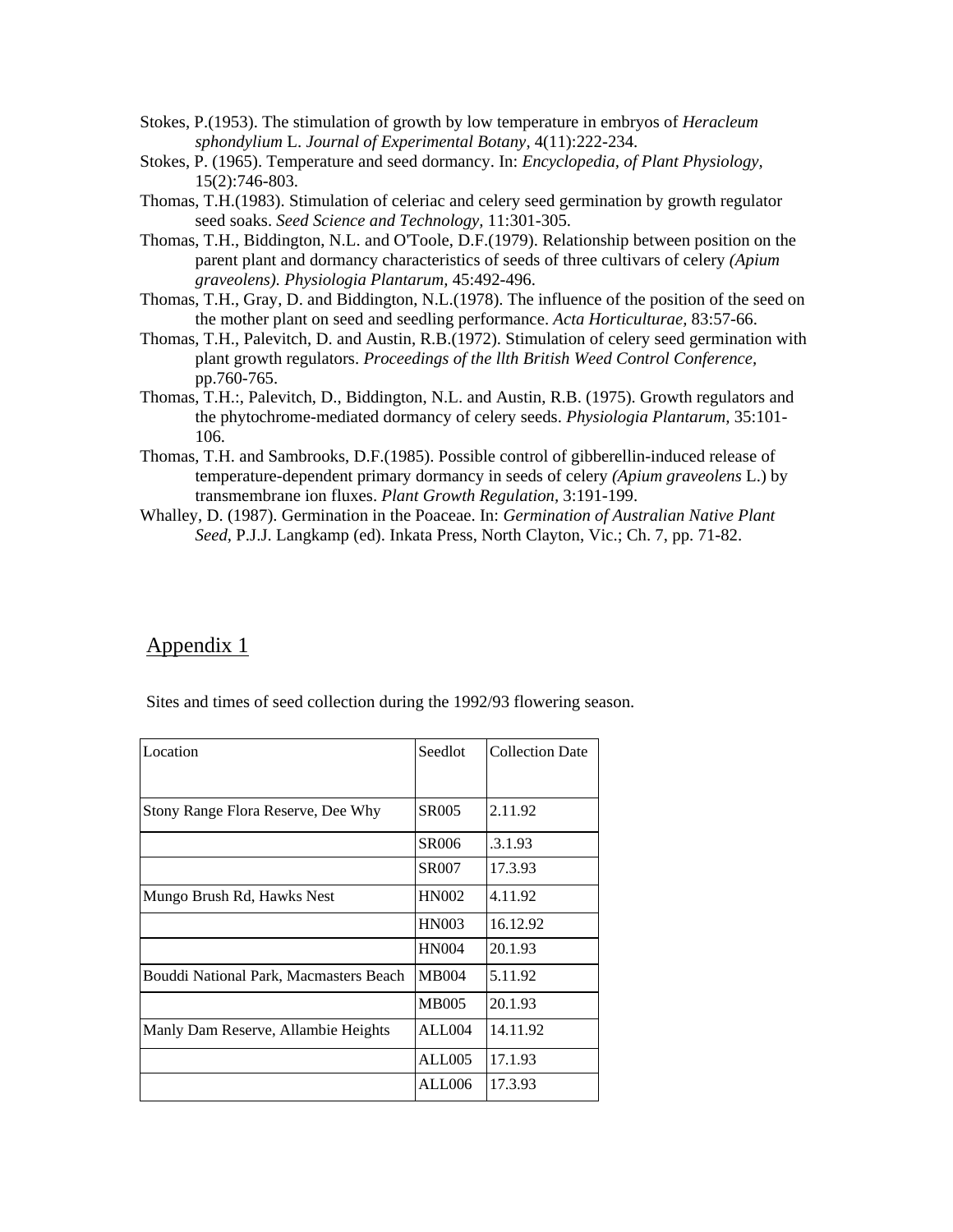Stokes, P.(1953). The stimulation of growth by low temperature in embryos of *Heracleum sphondylium* L. *Journal of Experimental Botany*, 4(11):222-234.

Stokes, P. (1965). Temperature and seed dormancy. In: *Encyclopedia, of Plant Physiology,* 15(2):746-803.

Thomas, T.H.(1983). Stimulation of celeriac and celery seed germination by growth regulator seed soaks. *Seed Science and Technology,* 11:301-305.

Thomas, T.H., Biddington, N.L. and O'Toole, D.F.(1979). Relationship between position on the parent plant and dormancy characteristics of seeds of three cultivars of celery *(Apium graveolens). Physiologia Plantarum,* 45:492-496.

Thomas, T.H., Gray, D. and Biddington, N.L.(1978). The influence of the position of the seed on the mother plant on seed and seedling performance. *Acta Horticulturae,* 83:57-66.

Thomas, T.H., Palevitch, D. and Austin, R.B.(1972). Stimulation of celery seed germination with plant growth regulators. *Proceedings of the llth British Weed Control Conference*, pp.760-765.

Thomas, T.H.:, Palevitch, D., Biddington, N.L. and Austin, R.B. (1975). Growth regulators and the phytochrome-mediated dormancy of celery seeds. *Physiologia Plantarum,* 35:101-106.

Thomas, T.H. and Sambrooks, D.F.(1985). Possible control of gibberellin-induced release of temperature-dependent primary dormancy in seeds of celery *(Apium graveolens* L.) by transmembrane ion fluxes. *Plant Growth Regulation,* 3:191-199.

Whalley, D. (1987). Germination in the Poaceae. In: *Germination of Australian Native Plant Seed,* P.J.J. Langkamp (ed). Inkata Press, North Clayton, Vic.; Ch. 7, pp. 71-82.

## Appendix 1

Sites and times of seed collection during the 1992/93 flowering season.

| Location | Seedlot | Collection Date |
|---|---|---|
| Stony Range Flora Reserve, Dee Why | SR005 | 2.11.92 |
| | SR006 | .3.1.93 |
| | SR007 | 17.3.93 |
| Mungo Brush Rd, Hawks Nest | HN002 | 4.11.92 |
| | HN003 | 16.12.92 |
| | HN004 | 20.1.93 |
| Bouddi National Park, Macmasters Beach | MB004 | 5.11.92 |
| | MB005 | 20.1.93 |
| Manly Dam Reserve, Allambie Heights | ALL004 | 14.11.92 |
| | ALL005 | 17.1.93 |
| | ALL006 | 17.3.93 |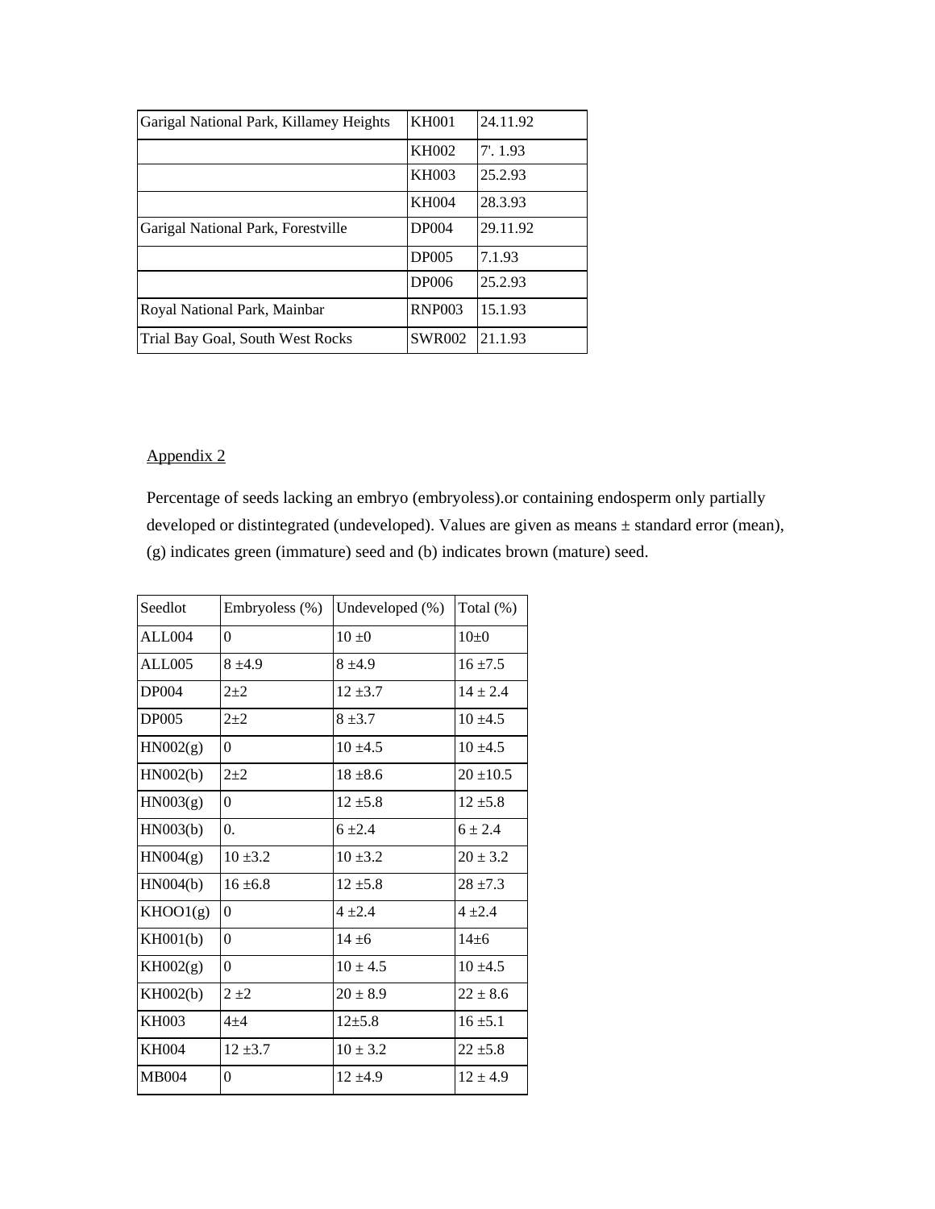| Garigal National Park, Killamey Heights | KH001 | 24.11.92 |
|---|---|---|
| | KH002 | 7'. 1.93 |
| | KH003 | 25.2.93 |
| | KH004 | 28.3.93 |
| Garigal National Park, Forestville | DP004 | 29.11.92 |
| | DP005 | 7.1.93 |
| | DP006 | 25.2.93 |
| Royal National Park, Mainbar | RNP003 | 15.1.93 |
| Trial Bay Goal, South West Rocks | SWR002 | 21.1.93 |

## Appendix 2

Percentage of seeds lacking an embryo (embryoless).or containing endosperm only partially developed or distintegrated (undeveloped). Values are given as means ± standard error (mean), (g) indicates green (immature) seed and (b) indicates brown (mature) seed.

| Seedlot | Embryoless (%) | Undeveloped (%) | Total (%) |
|---|---|---|---|
| ALL004 | 0 | 10 ±0 | 10±0 |
| ALL005 | 8 ±4.9 | 8 ±4.9 | 16 ±7.5 |
| DP004 | 2±2 | 12 ±3.7 | 14 ± 2.4 |
| DP005 | 2±2 | 8 ±3.7 | 10 ±4.5 |
| HN002(g) | 0 | 10 ±4.5 | 10 ±4.5 |
| HN002(b) | 2±2 | 18 ±8.6 | 20 ±10.5 |
| HN003(g) | 0 | 12 ±5.8 | 12 ±5.8 |
| HN003(b) | 0. | 6 ±2.4 | 6 ± 2.4 |
| HN004(g) | 10 ±3.2 | 10 ±3.2 | 20 ± 3.2 |
| HN004(b) | 16 ±6.8 | 12 ±5.8 | 28 ±7.3 |
| KHOO1(g) | 0 | 4 ±2.4 | 4 ±2.4 |
| KH001(b) | 0 | 14 ±6 | 14±6 |
| KH002(g) | 0 | 10 ± 4.5 | 10 ±4.5 |
| KH002(b) | 2 ±2 | 20 ± 8.9 | 22 ± 8.6 |
| KH003 | 4±4 | 12±5.8 | 16 ±5.1 |
| KH004 | 12 ±3.7 | 10 ± 3.2 | 22 ±5.8 |
| MB004 | 0 | 12 ±4.9 | 12 ± 4.9 |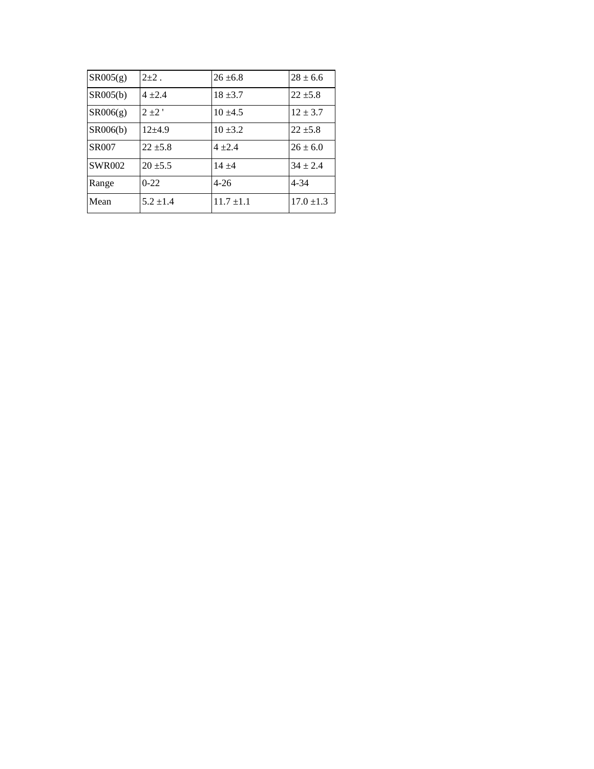| | | | |
|---|---|---|---|
| SR005(g) | 2±2 . | 26 ±6.8 | 28 ± 6.6 |
| SR005(b) | 4 ±2.4 | 18 ±3.7 | 22 ±5.8 |
| SR006(g) | 2 ±2 ' | 10 ±4.5 | 12 ± 3.7 |
| SR006(b) | 12±4.9 | 10 ±3.2 | 22 ±5.8 |
| SR007 | 22 ±5.8 | 4 ±2.4 | 26 ± 6.0 |
| SWR002 | 20 ±5.5 | 14 ±4 | 34 ± 2.4 |
| Range | 0-22 | 4-26 | 4-34 |
| Mean | 5.2 ±1.4 | 11.7 ±1.1 | 17.0 ±1.3 |